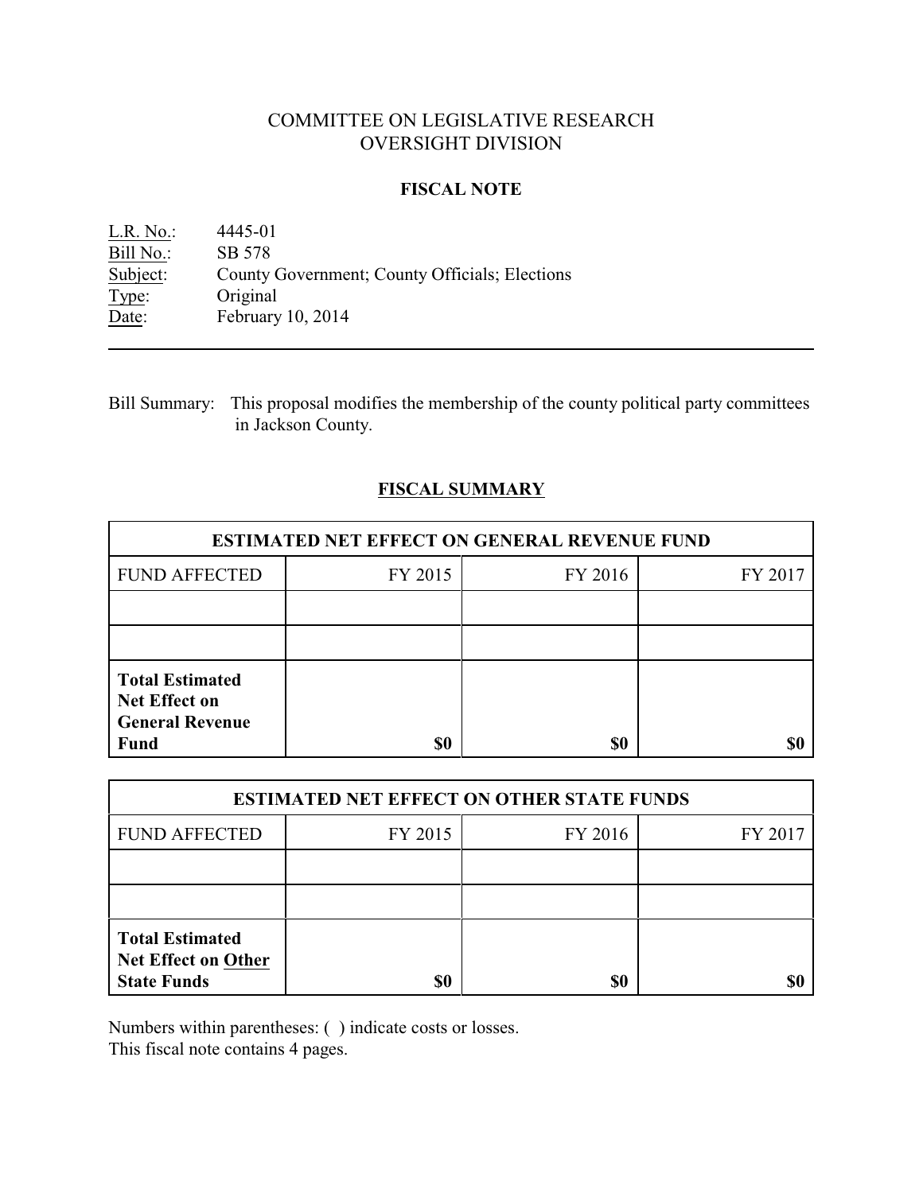# COMMITTEE ON LEGISLATIVE RESEARCH
# OVERSIGHT DIVISION

## FISCAL NOTE

L.R. No.: 4445-01
Bill No.: SB 578
Subject: County Government; County Officials; Elections
Type: Original
Date: February 10, 2014

---

Bill Summary: This proposal modifies the membership of the county political party committees in Jackson County.

## FISCAL SUMMARY

| ESTIMATED NET EFFECT ON GENERAL REVENUE FUND | | | |
|---|---|---|---|
| FUND AFFECTED | FY 2015 | FY 2016 | FY 2017 |
| | | | |
| | | | |
| **Total Estimated Net Effect on General Revenue Fund** | **$0** | **$0** | **$0** |

| ESTIMATED NET EFFECT ON OTHER STATE FUNDS | | | |
|---|---|---|---|
| FUND AFFECTED | FY 2015 | FY 2016 | FY 2017 |
| | | | |
| | | | |
| **Total Estimated Net Effect on Other State Funds** | **$0** | **$0** | **$0** |

Numbers within parentheses: ( ) indicate costs or losses.
This fiscal note contains 4 pages.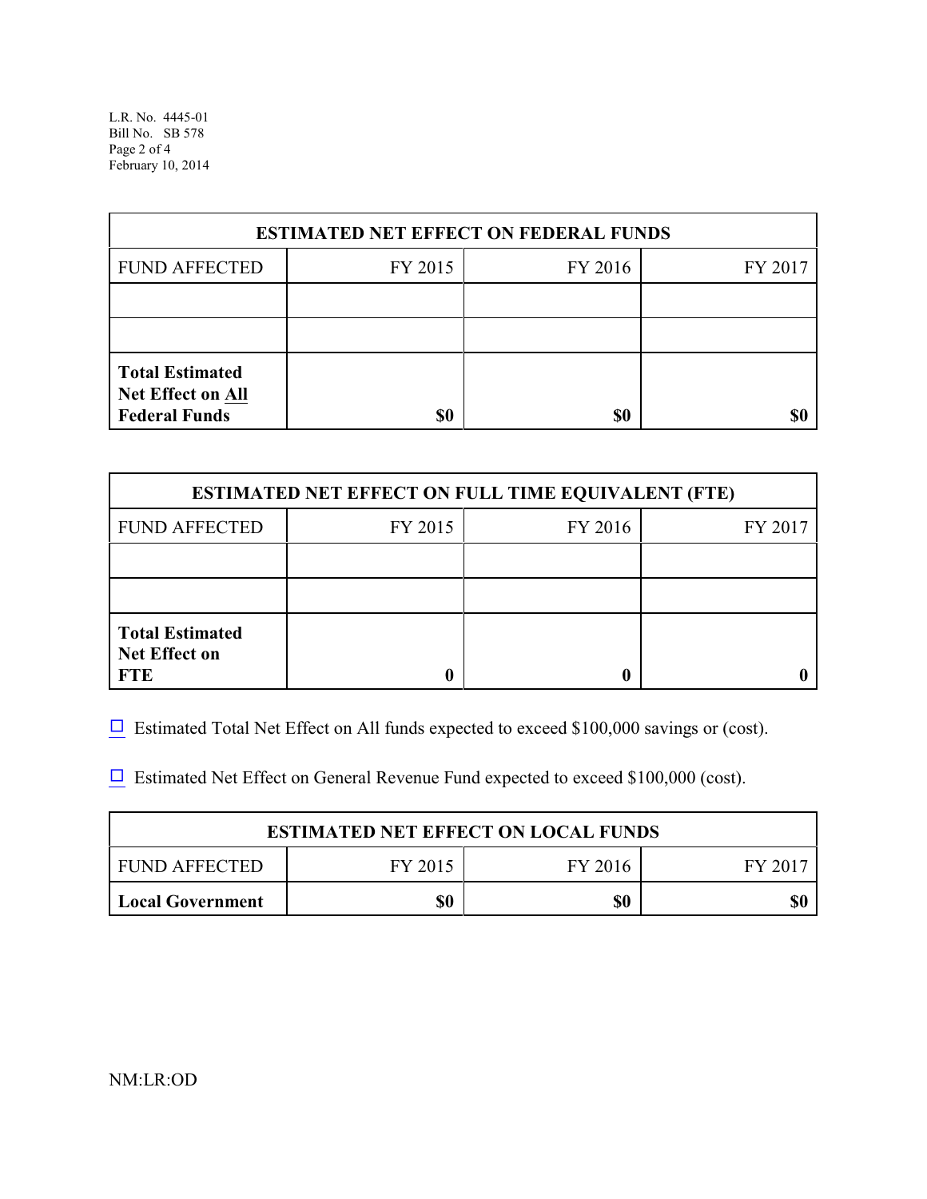| ESTIMATED NET EFFECT ON FEDERAL FUNDS | | | |
|---|---|---|---|
| FUND AFFECTED | FY 2015 | FY 2016 | FY 2017 |
| | | | |
| | | | |
| **Total Estimated Net Effect on All Federal Funds** | **$0** | **$0** | **$0** |

| ESTIMATED NET EFFECT ON FULL TIME EQUIVALENT (FTE) | | | |
|---|---|---|---|
| FUND AFFECTED | FY 2015 | FY 2016 | FY 2017 |
| | | | |
| | | | |
| **Total Estimated Net Effect on FTE** | **0** | **0** | **0** |

☐ Estimated Total Net Effect on All funds expected to exceed $100,000 savings or (cost).

☐ Estimated Net Effect on General Revenue Fund expected to exceed $100,000 (cost).

| ESTIMATED NET EFFECT ON LOCAL FUNDS | | | |
|---|---|---|---|
| FUND AFFECTED | FY 2015 | FY 2016 | FY 2017 |
| **Local Government** | **$0** | **$0** | **$0** |

NM:LR:OD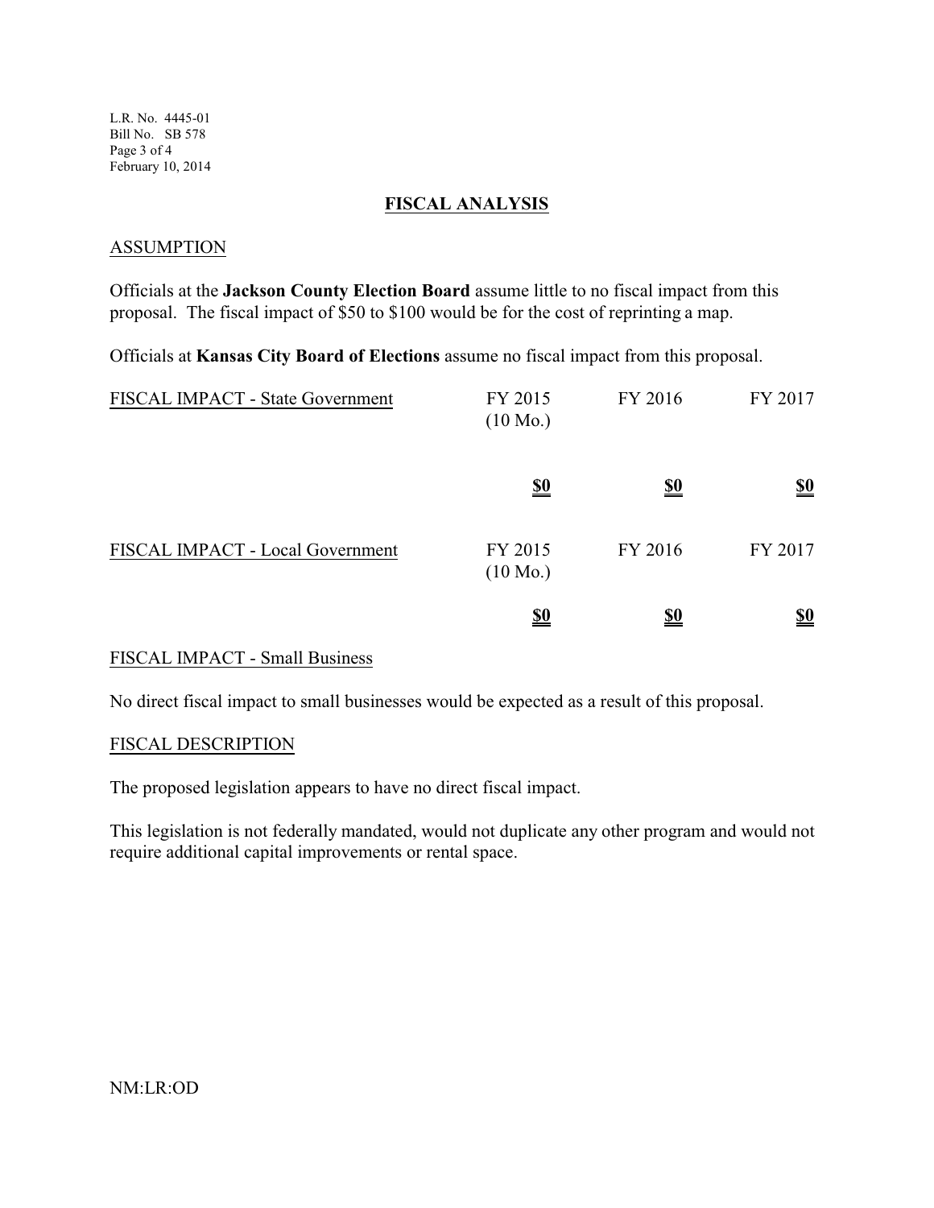## FISCAL ANALYSIS

### ASSUMPTION

Officials at the **Jackson County Election Board** assume little to no fiscal impact from this proposal. The fiscal impact of $50 to $100 would be for the cost of reprinting a map.

Officials at **Kansas City Board of Elections** assume no fiscal impact from this proposal.

| FISCAL IMPACT - State Government | FY 2015 (10 Mo.) | FY 2016 | FY 2017 |
|---|---|---|---|
| | **$0** | **$0** | **$0** |

| FISCAL IMPACT - Local Government | FY 2015 (10 Mo.) | FY 2016 | FY 2017 |
|---|---|---|---|
| | **$0** | **$0** | **$0** |

### FISCAL IMPACT - Small Business

No direct fiscal impact to small businesses would be expected as a result of this proposal.

### FISCAL DESCRIPTION

The proposed legislation appears to have no direct fiscal impact.

This legislation is not federally mandated, would not duplicate any other program and would not require additional capital improvements or rental space.

NM:LR:OD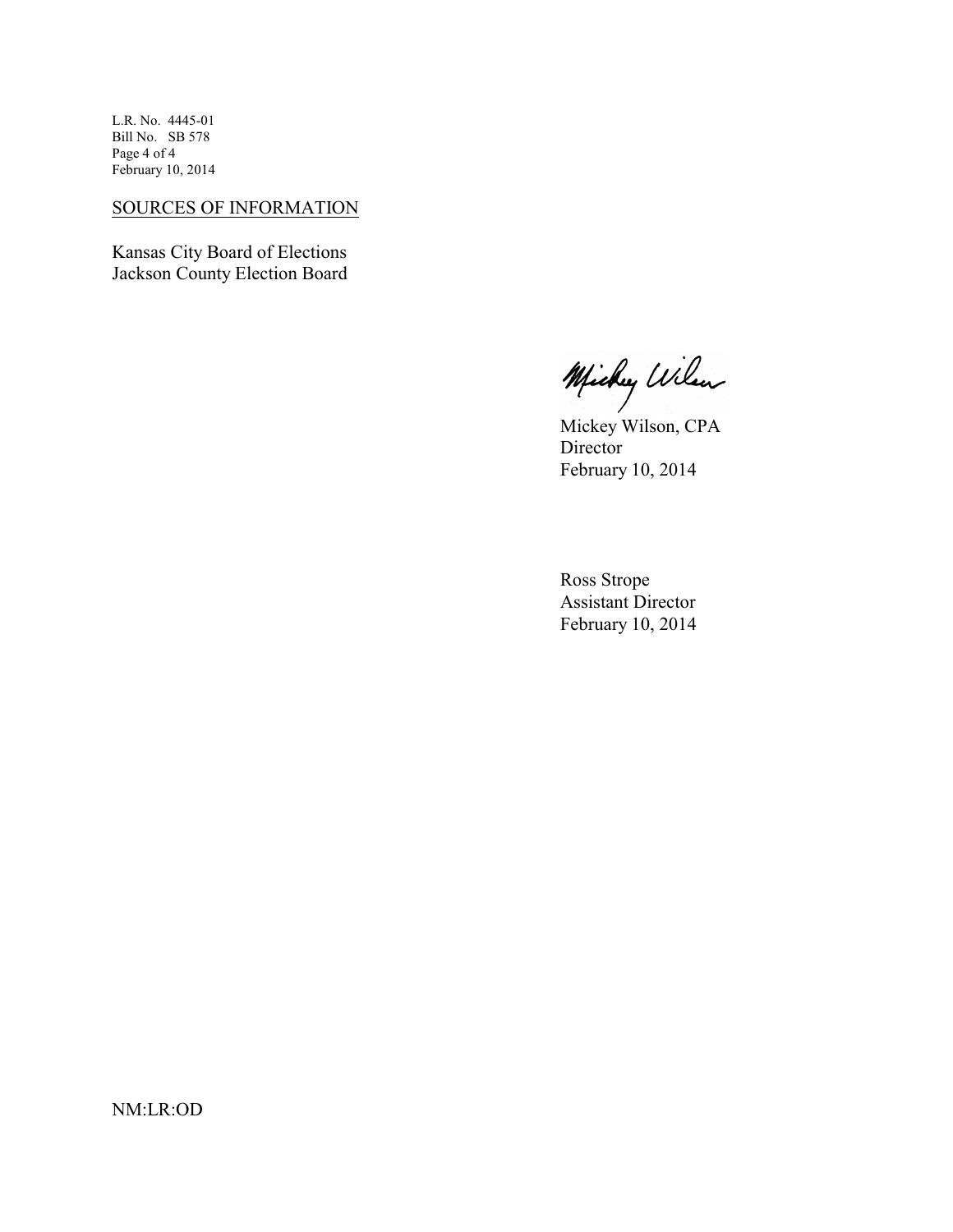SOURCES OF INFORMATION

Kansas City Board of Elections
Jackson County Election Board

Mickey Wilson, CPA
Director
February 10, 2014

Ross Strope
Assistant Director
February 10, 2014

NM:LR:OD